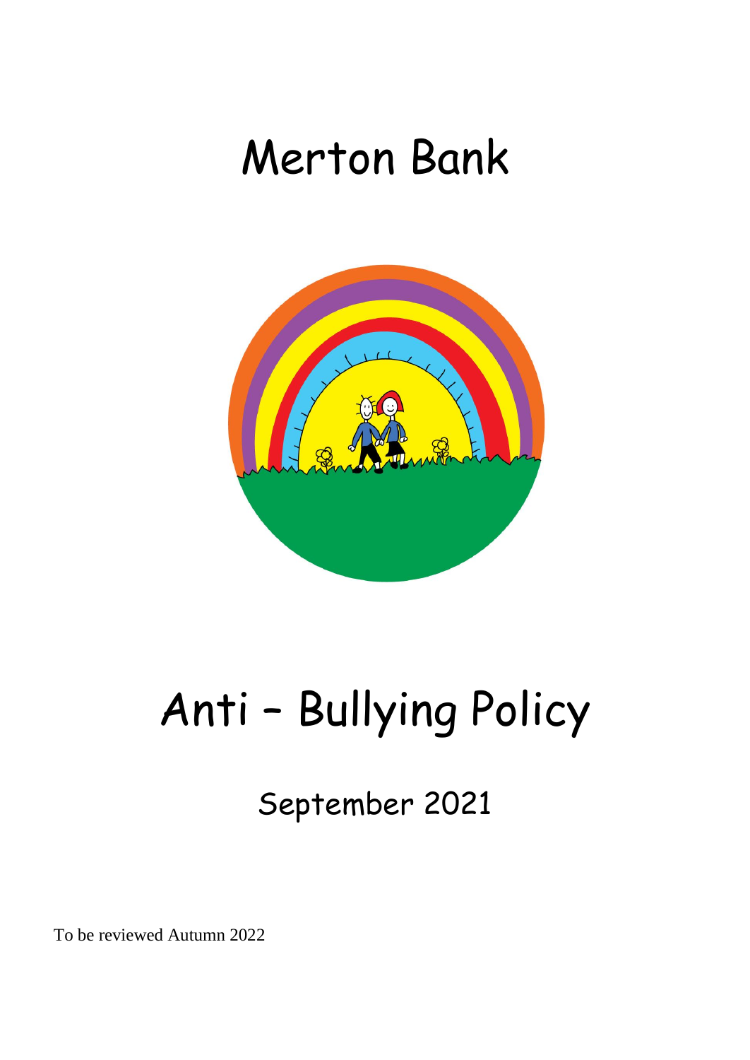# Merton Bank

# Anti – Bullying Policy

## September 2021

To be reviewed Autumn 2022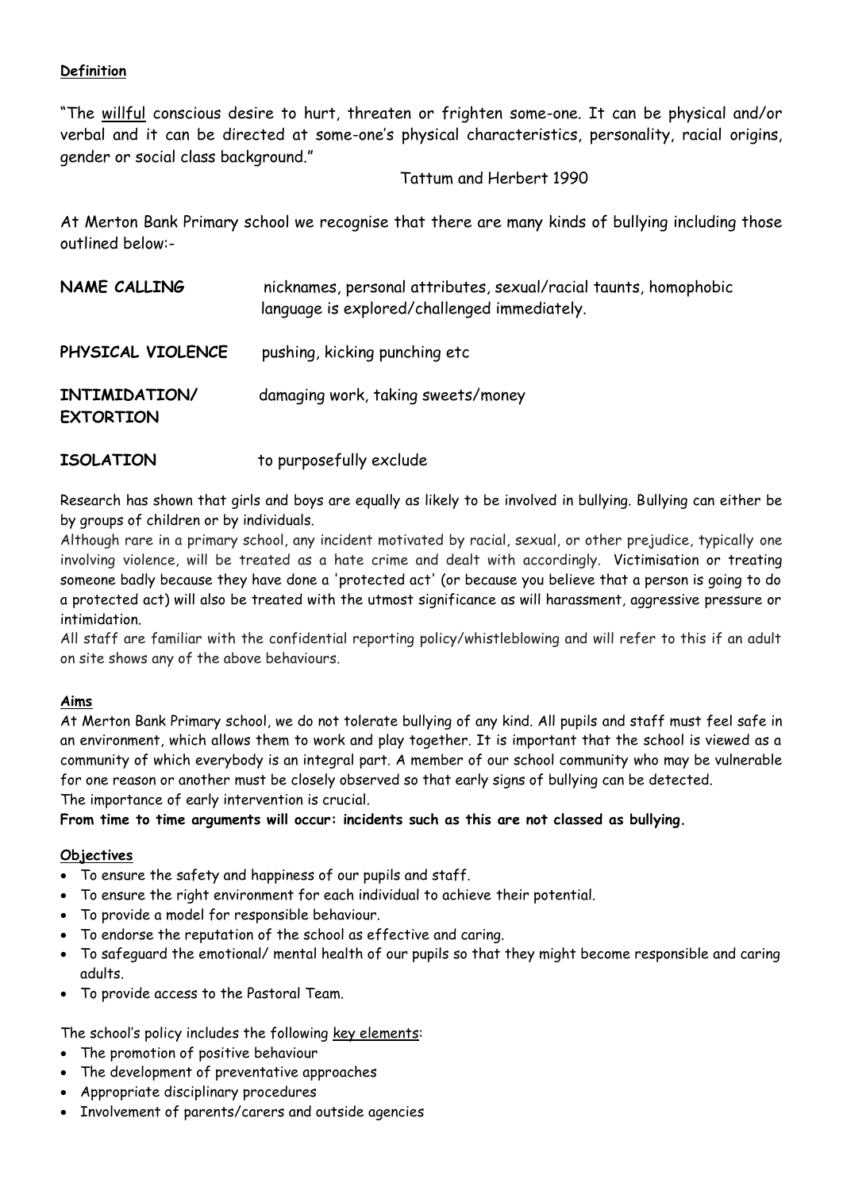**Definition**

"The willful conscious desire to hurt, threaten or frighten some-one. It can be physical and/or verbal and it can be directed at some-one's physical characteristics, personality, racial origins, gender or social class background."

Tattum and Herbert 1990

At Merton Bank Primary school we recognise that there are many kinds of bullying including those outlined below:-

| | |
|---|---|
| **NAME CALLING** | nicknames, personal attributes, sexual/racial taunts, homophobic language is explored/challenged immediately. |
| **PHYSICAL VIOLENCE** | pushing, kicking punching etc |
| **INTIMIDATION/ EXTORTION** | damaging work, taking sweets/money |
| **ISOLATION** | to purposefully exclude |

Research has shown that girls and boys are equally as likely to be involved in bullying. Bullying can either be by groups of children or by individuals.

Although rare in a primary school, any incident motivated by racial, sexual, or other prejudice, typically one involving violence, will be treated as a hate crime and dealt with accordingly. Victimisation or treating someone badly because they have done a 'protected act' (or because you believe that a person is going to do a protected act) will also be treated with the utmost significance as will harassment, aggressive pressure or intimidation.

All staff are familiar with the confidential reporting policy/whistleblowing and will refer to this if an adult on site shows any of the above behaviours.

**Aims**

At Merton Bank Primary school, we do not tolerate bullying of any kind. All pupils and staff must feel safe in an environment, which allows them to work and play together. It is important that the school is viewed as a community of which everybody is an integral part. A member of our school community who may be vulnerable for one reason or another must be closely observed so that early signs of bullying can be detected.

The importance of early intervention is crucial.

**From time to time arguments will occur: incidents such as this are not classed as bullying.**

**Objectives**

- To ensure the safety and happiness of our pupils and staff.
- To ensure the right environment for each individual to achieve their potential.
- To provide a model for responsible behaviour.
- To endorse the reputation of the school as effective and caring.
- To safeguard the emotional/ mental health of our pupils so that they might become responsible and caring adults.
- To provide access to the Pastoral Team.

The school's policy includes the following key elements:

- The promotion of positive behaviour
- The development of preventative approaches
- Appropriate disciplinary procedures
- Involvement of parents/carers and outside agencies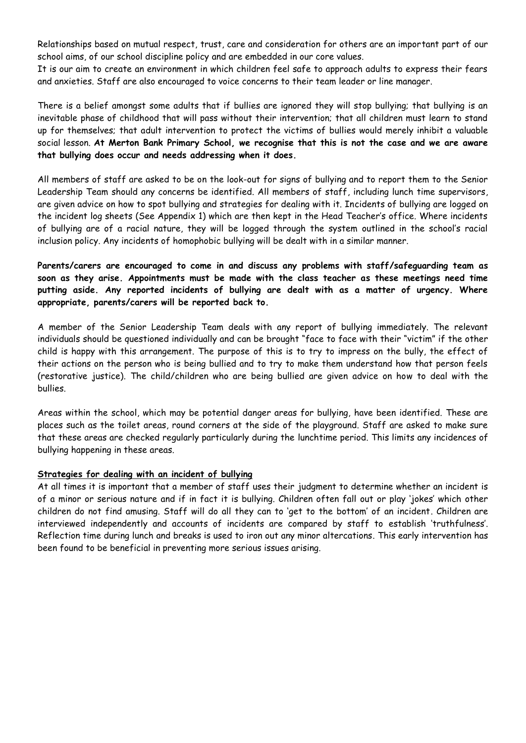Relationships based on mutual respect, trust, care and consideration for others are an important part of our school aims, of our school discipline policy and are embedded in our core values.
It is our aim to create an environment in which children feel safe to approach adults to express their fears and anxieties. Staff are also encouraged to voice concerns to their team leader or line manager.

There is a belief amongst some adults that if bullies are ignored they will stop bullying; that bullying is an inevitable phase of childhood that will pass without their intervention; that all children must learn to stand up for themselves; that adult intervention to protect the victims of bullies would merely inhibit a valuable social lesson. **At Merton Bank Primary School, we recognise that this is not the case and we are aware that bullying does occur and needs addressing when it does.**

All members of staff are asked to be on the look-out for signs of bullying and to report them to the Senior Leadership Team should any concerns be identified. All members of staff, including lunch time supervisors, are given advice on how to spot bullying and strategies for dealing with it. Incidents of bullying are logged on the incident log sheets (See Appendix 1) which are then kept in the Head Teacher's office. Where incidents of bullying are of a racial nature, they will be logged through the system outlined in the school's racial inclusion policy. Any incidents of homophobic bullying will be dealt with in a similar manner.

**Parents/carers are encouraged to come in and discuss any problems with staff/safeguarding team as soon as they arise. Appointments must be made with the class teacher as these meetings need time putting aside. Any reported incidents of bullying are dealt with as a matter of urgency. Where appropriate, parents/carers will be reported back to.**

A member of the Senior Leadership Team deals with any report of bullying immediately. The relevant individuals should be questioned individually and can be brought "face to face with their "victim" if the other child is happy with this arrangement. The purpose of this is to try to impress on the bully, the effect of their actions on the person who is being bullied and to try to make them understand how that person feels (restorative justice). The child/children who are being bullied are given advice on how to deal with the bullies.

Areas within the school, which may be potential danger areas for bullying, have been identified. These are places such as the toilet areas, round corners at the side of the playground. Staff are asked to make sure that these areas are checked regularly particularly during the lunchtime period. This limits any incidences of bullying happening in these areas.

**Strategies for dealing with an incident of bullying**

At all times it is important that a member of staff uses their judgment to determine whether an incident is of a minor or serious nature and if in fact it is bullying. Children often fall out or play 'jokes' which other children do not find amusing. Staff will do all they can to 'get to the bottom' of an incident. Children are interviewed independently and accounts of incidents are compared by staff to establish 'truthfulness'. Reflection time during lunch and breaks is used to iron out any minor altercations. This early intervention has been found to be beneficial in preventing more serious issues arising.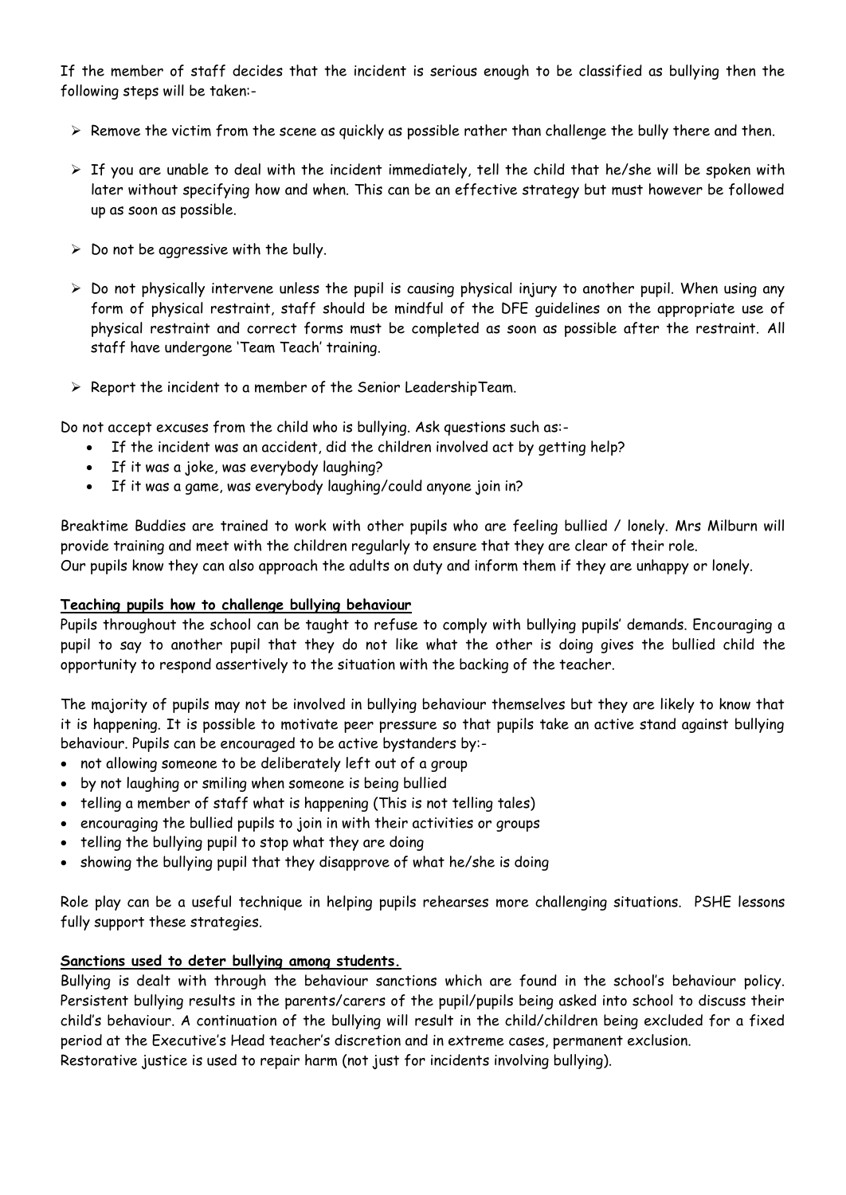If the member of staff decides that the incident is serious enough to be classified as bullying then the following steps will be taken:-

- Remove the victim from the scene as quickly as possible rather than challenge the bully there and then.
- If you are unable to deal with the incident immediately, tell the child that he/she will be spoken with later without specifying how and when. This can be an effective strategy but must however be followed up as soon as possible.
- Do not be aggressive with the bully.
- Do not physically intervene unless the pupil is causing physical injury to another pupil. When using any form of physical restraint, staff should be mindful of the DFE guidelines on the appropriate use of physical restraint and correct forms must be completed as soon as possible after the restraint. All staff have undergone 'Team Teach' training.
- Report the incident to a member of the Senior LeadershipTeam.

Do not accept excuses from the child who is bullying. Ask questions such as:-

- If the incident was an accident, did the children involved act by getting help?
- If it was a joke, was everybody laughing?
- If it was a game, was everybody laughing/could anyone join in?

Breaktime Buddies are trained to work with other pupils who are feeling bullied / lonely. Mrs Milburn will provide training and meet with the children regularly to ensure that they are clear of their role.
Our pupils know they can also approach the adults on duty and inform them if they are unhappy or lonely.

**Teaching pupils how to challenge bullying behaviour**

Pupils throughout the school can be taught to refuse to comply with bullying pupils' demands. Encouraging a pupil to say to another pupil that they do not like what the other is doing gives the bullied child the opportunity to respond assertively to the situation with the backing of the teacher.

The majority of pupils may not be involved in bullying behaviour themselves but they are likely to know that it is happening. It is possible to motivate peer pressure so that pupils take an active stand against bullying behaviour. Pupils can be encouraged to be active bystanders by:-

- not allowing someone to be deliberately left out of a group
- by not laughing or smiling when someone is being bullied
- telling a member of staff what is happening (This is not telling tales)
- encouraging the bullied pupils to join in with their activities or groups
- telling the bullying pupil to stop what they are doing
- showing the bullying pupil that they disapprove of what he/she is doing

Role play can be a useful technique in helping pupils rehearses more challenging situations. PSHE lessons fully support these strategies.

**Sanctions used to deter bullying among students.**

Bullying is dealt with through the behaviour sanctions which are found in the school's behaviour policy. Persistent bullying results in the parents/carers of the pupil/pupils being asked into school to discuss their child's behaviour. A continuation of the bullying will result in the child/children being excluded for a fixed period at the Executive's Head teacher's discretion and in extreme cases, permanent exclusion.
Restorative justice is used to repair harm (not just for incidents involving bullying).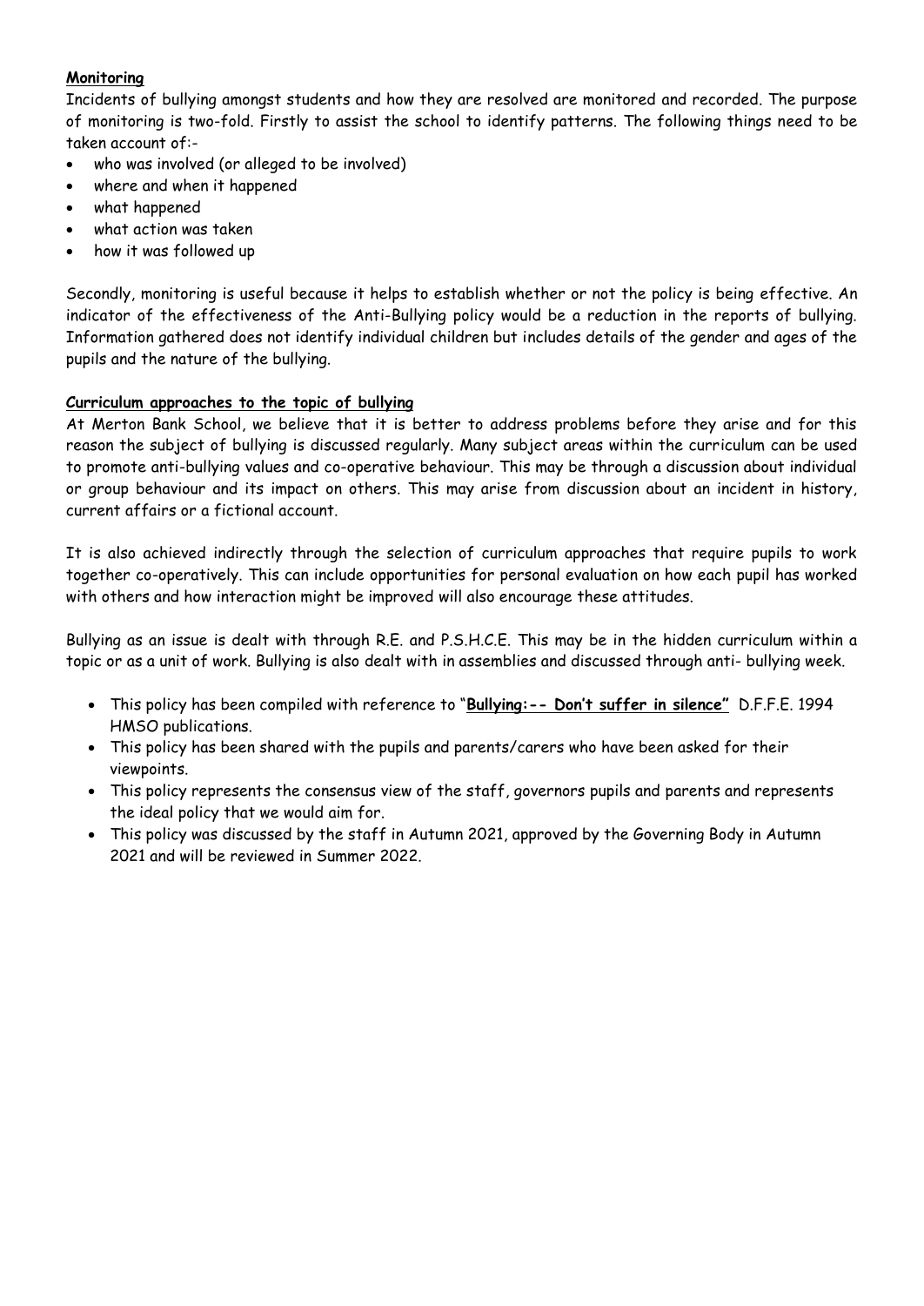**Monitoring**

Incidents of bullying amongst students and how they are resolved are monitored and recorded. The purpose of monitoring is two-fold. Firstly to assist the school to identify patterns. The following things need to be taken account of:-

- who was involved (or alleged to be involved)
- where and when it happened
- what happened
- what action was taken
- how it was followed up

Secondly, monitoring is useful because it helps to establish whether or not the policy is being effective. An indicator of the effectiveness of the Anti-Bullying policy would be a reduction in the reports of bullying. Information gathered does not identify individual children but includes details of the gender and ages of the pupils and the nature of the bullying.

**Curriculum approaches to the topic of bullying**

At Merton Bank School, we believe that it is better to address problems before they arise and for this reason the subject of bullying is discussed regularly. Many subject areas within the curriculum can be used to promote anti-bullying values and co-operative behaviour. This may be through a discussion about individual or group behaviour and its impact on others. This may arise from discussion about an incident in history, current affairs or a fictional account.

It is also achieved indirectly through the selection of curriculum approaches that require pupils to work together co-operatively. This can include opportunities for personal evaluation on how each pupil has worked with others and how interaction might be improved will also encourage these attitudes.

Bullying as an issue is dealt with through R.E. and P.S.H.C.E. This may be in the hidden curriculum within a topic or as a unit of work. Bullying is also dealt with in assemblies and discussed through anti- bullying week.

- This policy has been compiled with reference to "**Bullying:-- Don't suffer in silence"** D.F.F.E. 1994 HMSO publications.
- This policy has been shared with the pupils and parents/carers who have been asked for their viewpoints.
- This policy represents the consensus view of the staff, governors pupils and parents and represents the ideal policy that we would aim for.
- This policy was discussed by the staff in Autumn 2021, approved by the Governing Body in Autumn 2021 and will be reviewed in Summer 2022.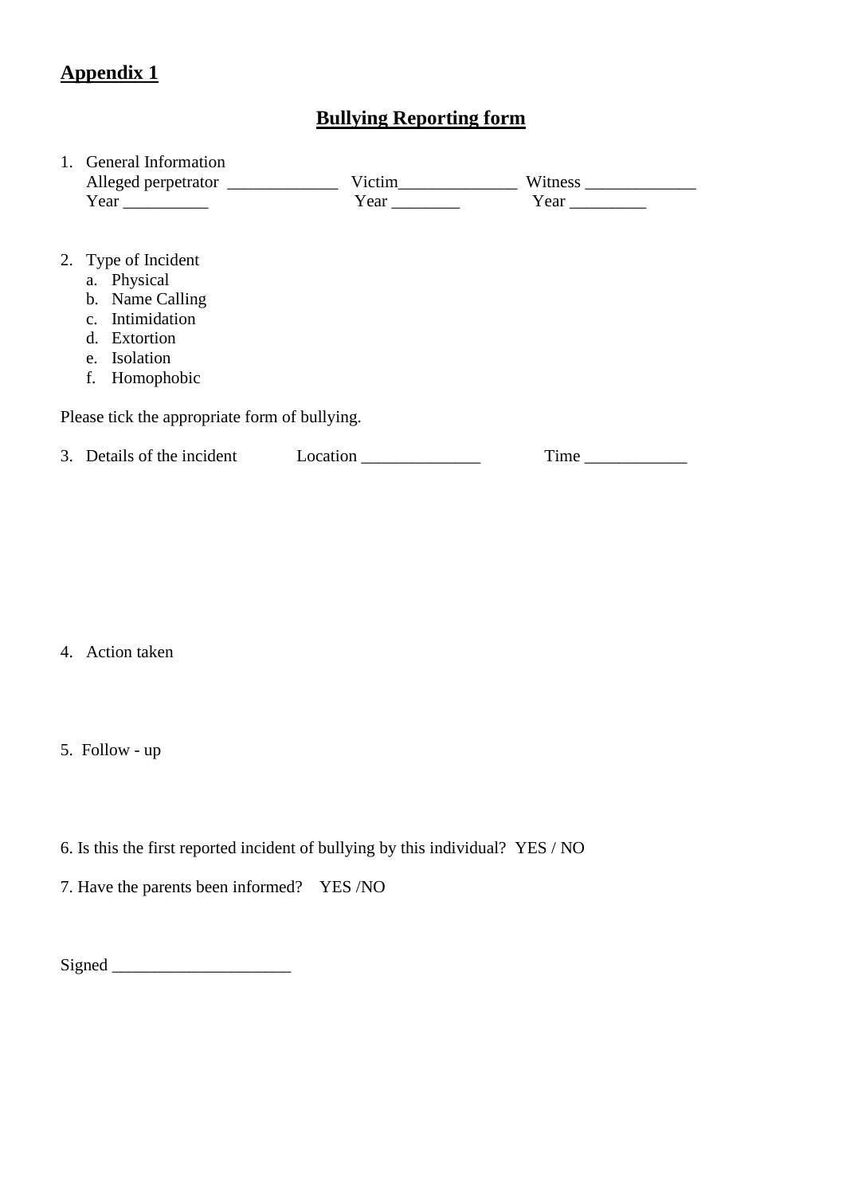**Appendix 1**

## Bullying Reporting form

1. General Information
   Alleged perpetrator _____________ Victim______________ Witness _____________
   Year __________ Year ________ Year _________

2. Type of Incident
   a. Physical
   b. Name Calling
   c. Intimidation
   d. Extortion
   e. Isolation
   f. Homophobic

Please tick the appropriate form of bullying.

3. Details of the incident Location ______________ Time ____________

4. Action taken

5. Follow - up

6. Is this the first reported incident of bullying by this individual? YES / NO

7. Have the parents been informed? YES /NO

Signed _____________________